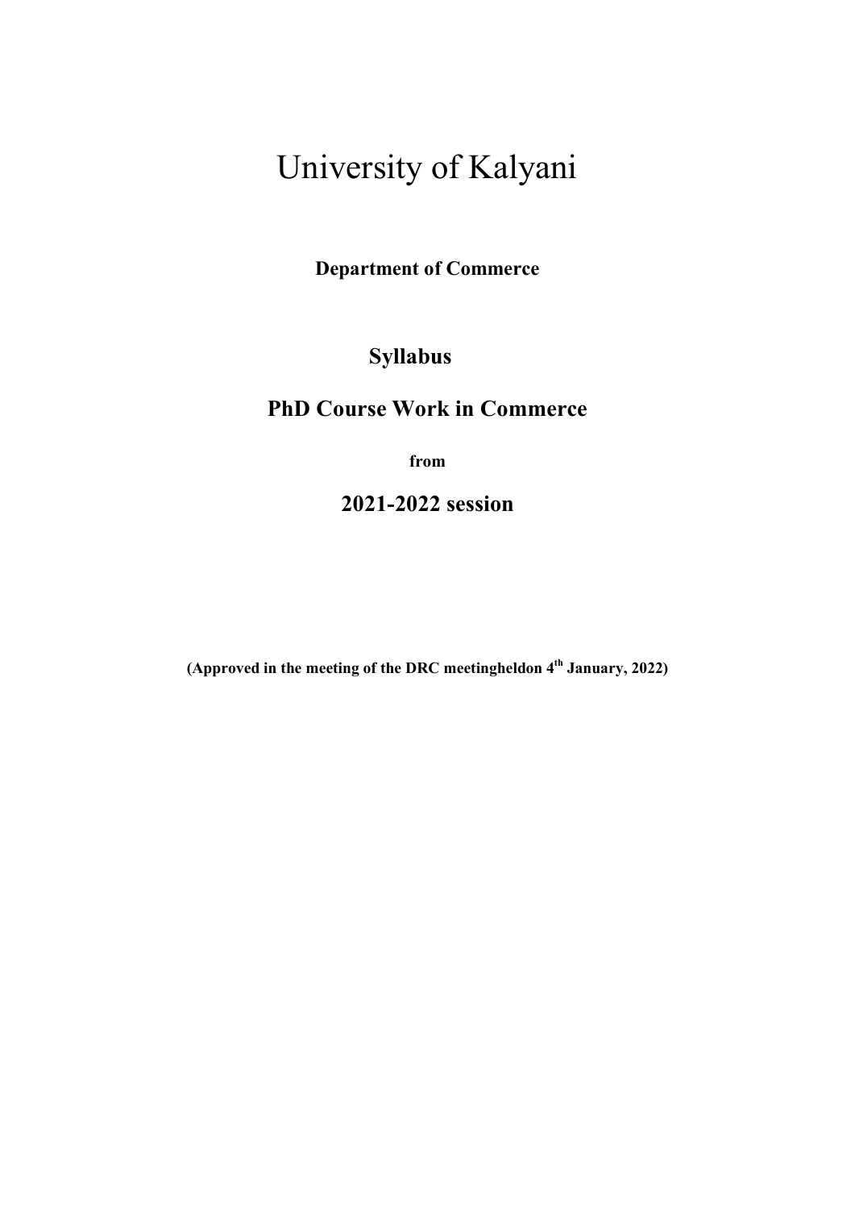# University of Kalyani

**Department of Commerce**

## Syllabus

## PhD Course Work in Commerce

**from**

## 2021-2022 session

**(Approved in the meeting of the DRC meetingheldon 4th January, 2022)**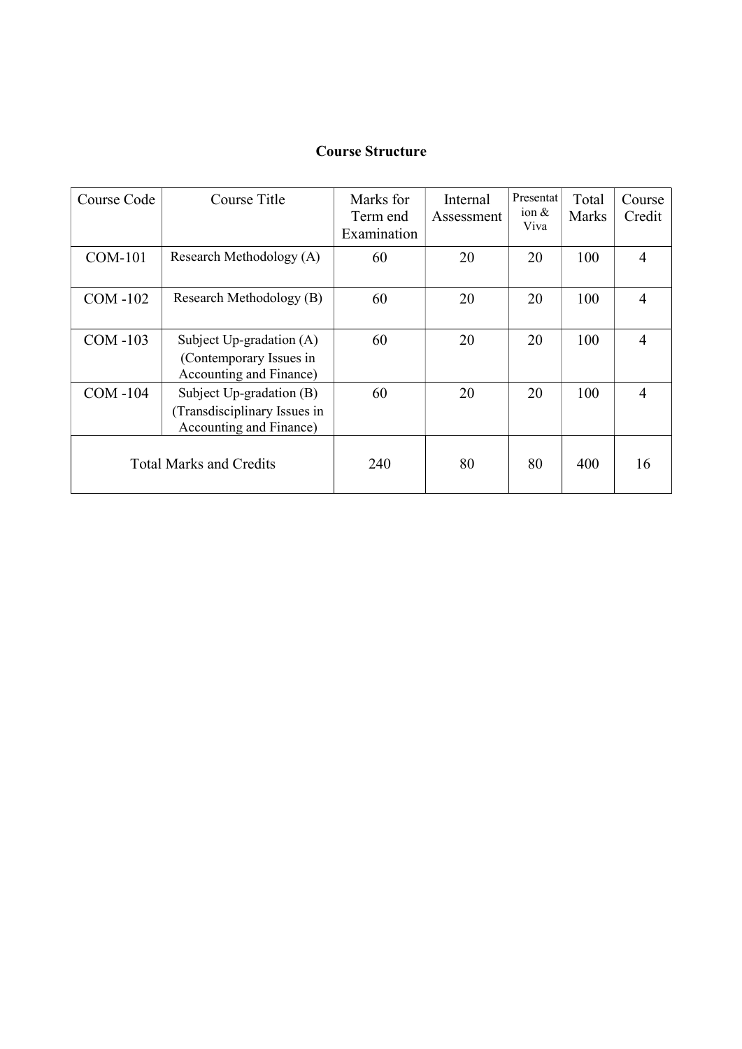## Course Structure

| Course Code | Course Title | Marks for Term end Examination | Internal Assessment | Presentation & Viva | Total Marks | Course Credit |
|---|---|---|---|---|---|---|
| COM-101 | Research Methodology (A) | 60 | 20 | 20 | 100 | 4 |
| COM -102 | Research Methodology (B) | 60 | 20 | 20 | 100 | 4 |
| COM -103 | Subject Up-gradation (A) (Contemporary Issues in Accounting and Finance) | 60 | 20 | 20 | 100 | 4 |
| COM -104 | Subject Up-gradation (B) (Transdisciplinary Issues in Accounting and Finance) | 60 | 20 | 20 | 100 | 4 |
| Total Marks and Credits | | 240 | 80 | 80 | 400 | 16 |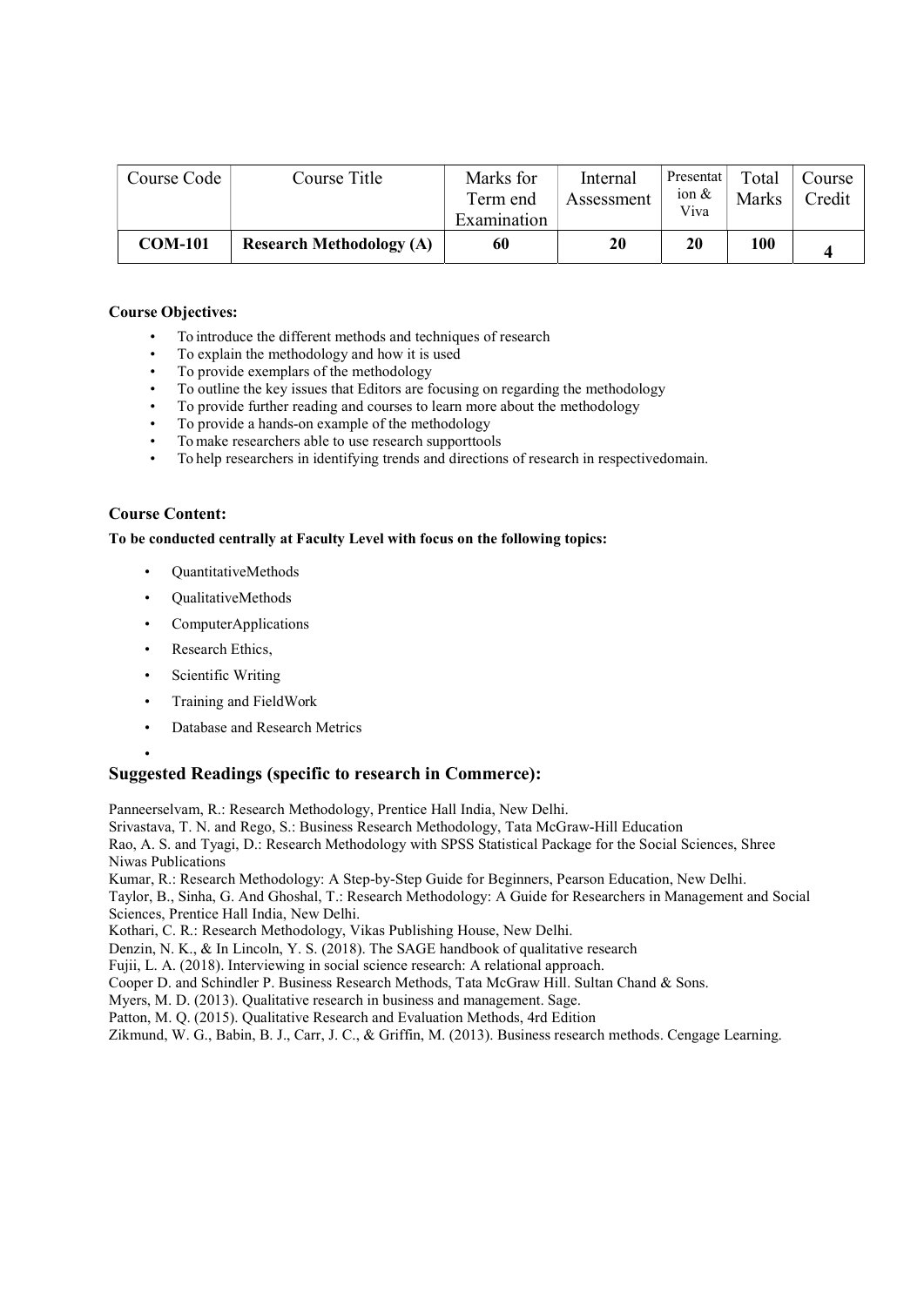| Course Code | Course Title | Marks for Term end Examination | Internal Assessment | Presentation & Viva | Total Marks | Course Credit |
|---|---|---|---|---|---|---|
| **COM-101** | **Research Methodology (A)** | **60** | **20** | **20** | **100** | **4** |

**Course Objectives:**

- To introduce the different methods and techniques of research
- To explain the methodology and how it is used
- To provide exemplars of the methodology
- To outline the key issues that Editors are focusing on regarding the methodology
- To provide further reading and courses to learn more about the methodology
- To provide a hands-on example of the methodology
- To make researchers able to use research supporttools
- To help researchers in identifying trends and directions of research in respectivedomain.

## Course Content:

**To be conducted centrally at Faculty Level with focus on the following topics:**

- QuantitativeMethods
- QualitativeMethods
- ComputerApplications
- Research Ethics,
- Scientific Writing
- Training and FieldWork
- Database and Research Metrics

## Suggested Readings (specific to research in Commerce):

Panneerselvam, R.: Research Methodology, Prentice Hall India, New Delhi.
Srivastava, T. N. and Rego, S.: Business Research Methodology, Tata McGraw-Hill Education
Rao, A. S. and Tyagi, D.: Research Methodology with SPSS Statistical Package for the Social Sciences, Shree Niwas Publications
Kumar, R.: Research Methodology: A Step-by-Step Guide for Beginners, Pearson Education, New Delhi.
Taylor, B., Sinha, G. And Ghoshal, T.: Research Methodology: A Guide for Researchers in Management and Social Sciences, Prentice Hall India, New Delhi.
Kothari, C. R.: Research Methodology, Vikas Publishing House, New Delhi.
Denzin, N. K., & In Lincoln, Y. S. (2018). The SAGE handbook of qualitative research
Fujii, L. A. (2018). Interviewing in social science research: A relational approach.
Cooper D. and Schindler P. Business Research Methods, Tata McGraw Hill. Sultan Chand & Sons.
Myers, M. D. (2013). Qualitative research in business and management. Sage.
Patton, M. Q. (2015). Qualitative Research and Evaluation Methods, 4rd Edition
Zikmund, W. G., Babin, B. J., Carr, J. C., & Griffin, M. (2013). Business research methods. Cengage Learning.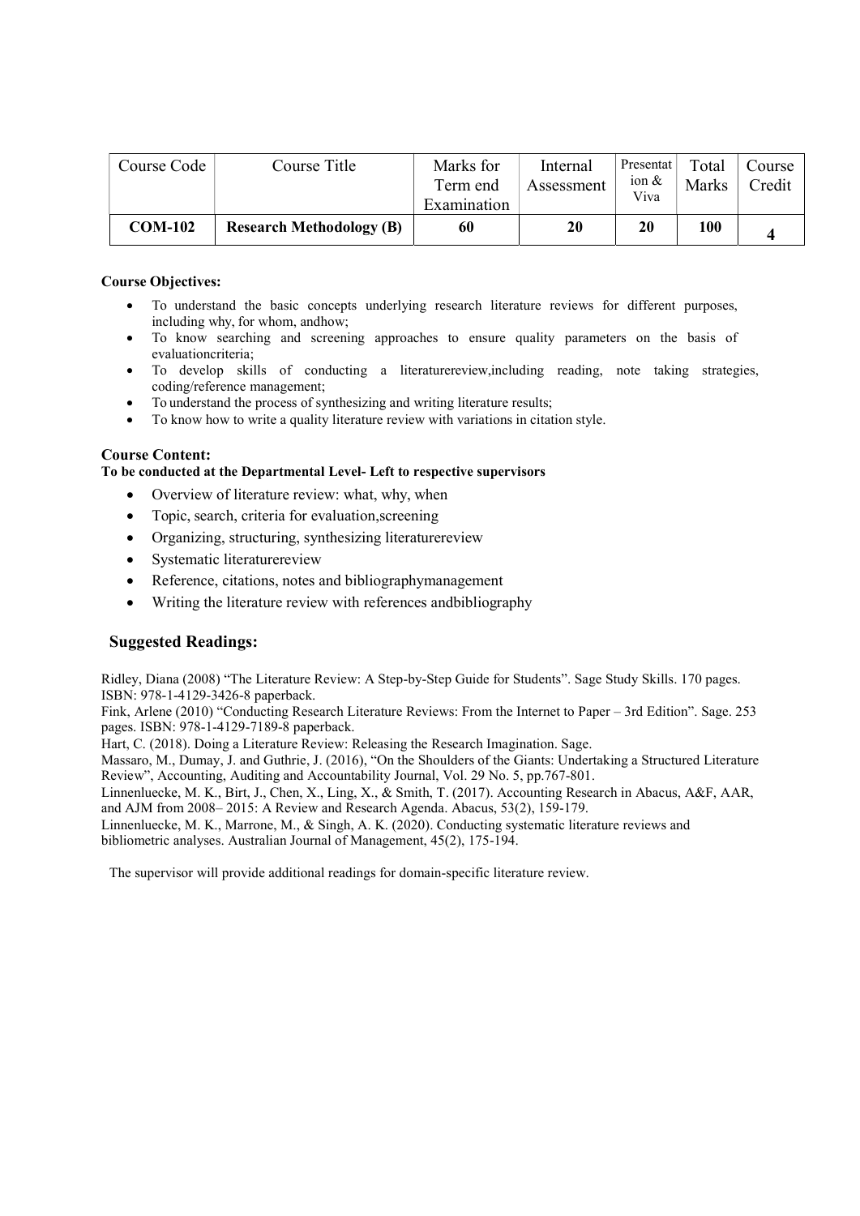| Course Code | Course Title | Marks for Term end Examination | Internal Assessment | Presentation & Viva | Total Marks | Course Credit |
| --- | --- | --- | --- | --- | --- | --- |
| **COM-102** | **Research Methodology (B)** | **60** | **20** | **20** | **100** | **4** |

**Course Objectives:**

- To understand the basic concepts underlying research literature reviews for different purposes, including why, for whom, andhow;
- To know searching and screening approaches to ensure quality parameters on the basis of evaluationcriteria;
- To develop skills of conducting a literaturereview,including reading, note taking strategies, coding/reference management;
- To understand the process of synthesizing and writing literature results;
- To know how to write a quality literature review with variations in citation style.

**Course Content:**

**To be conducted at the Departmental Level- Left to respective supervisors**

- Overview of literature review: what, why, when
- Topic, search, criteria for evaluation,screening
- Organizing, structuring, synthesizing literaturereview
- Systematic literaturereview
- Reference, citations, notes and bibliographymanagement
- Writing the literature review with references andbibliography

**Suggested Readings:**

Ridley, Diana (2008) "The Literature Review: A Step-by-Step Guide for Students". Sage Study Skills. 170 pages. ISBN: 978-1-4129-3426-8 paperback.

Fink, Arlene (2010) "Conducting Research Literature Reviews: From the Internet to Paper – 3rd Edition". Sage. 253 pages. ISBN: 978-1-4129-7189-8 paperback.

Hart, C. (2018). Doing a Literature Review: Releasing the Research Imagination. Sage.

Massaro, M., Dumay, J. and Guthrie, J. (2016), "On the Shoulders of the Giants: Undertaking a Structured Literature Review", Accounting, Auditing and Accountability Journal, Vol. 29 No. 5, pp.767-801.

Linnenluecke, M. K., Birt, J., Chen, X., Ling, X., & Smith, T. (2017). Accounting Research in Abacus, A&F, AAR, and AJM from 2008– 2015: A Review and Research Agenda. Abacus, 53(2), 159-179.

Linnenluecke, M. K., Marrone, M., & Singh, A. K. (2020). Conducting systematic literature reviews and bibliometric analyses. Australian Journal of Management, 45(2), 175-194.

The supervisor will provide additional readings for domain-specific literature review.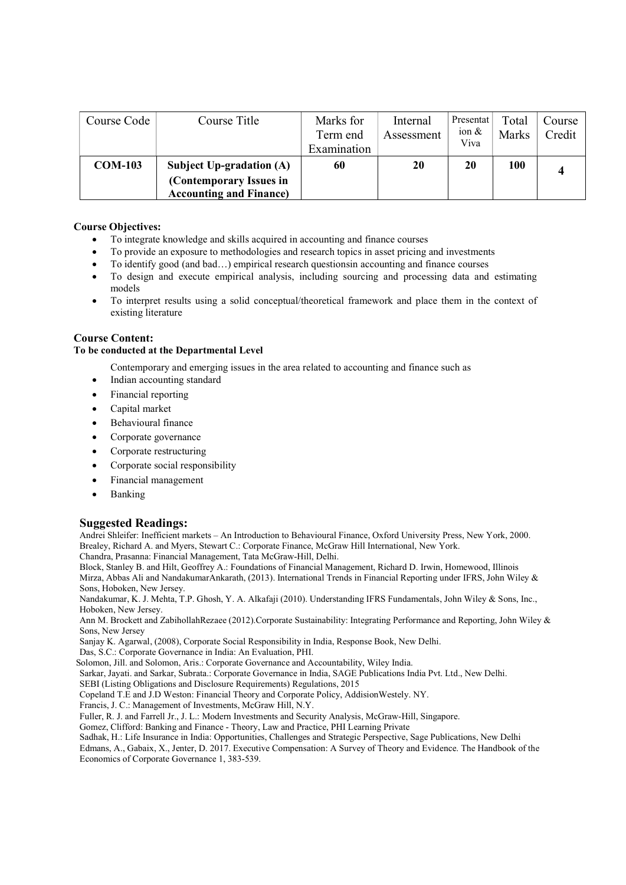| Course Code | Course Title | Marks for Term end Examination | Internal Assessment | Presentation & Viva | Total Marks | Course Credit |
|---|---|---|---|---|---|---|
| **COM-103** | **Subject Up-gradation (A) (Contemporary Issues in Accounting and Finance)** | **60** | **20** | **20** | **100** | **4** |

**Course Objectives:**

- To integrate knowledge and skills acquired in accounting and finance courses
- To provide an exposure to methodologies and research topics in asset pricing and investments
- To identify good (and bad…) empirical research questionsin accounting and finance courses
- To design and execute empirical analysis, including sourcing and processing data and estimating models
- To interpret results using a solid conceptual/theoretical framework and place them in the context of existing literature

**Course Content:**

**To be conducted at the Departmental Level**

Contemporary and emerging issues in the area related to accounting and finance such as

- Indian accounting standard
- Financial reporting
- Capital market
- Behavioural finance
- Corporate governance
- Corporate restructuring
- Corporate social responsibility
- Financial management
- Banking

## Suggested Readings:

Andrei Shleifer: Inefficient markets – An Introduction to Behavioural Finance, Oxford University Press, New York, 2000.
Brealey, Richard A. and Myers, Stewart C.: Corporate Finance, McGraw Hill International, New York.
Chandra, Prasanna: Financial Management, Tata McGraw-Hill, Delhi.
Block, Stanley B. and Hilt, Geoffrey A.: Foundations of Financial Management, Richard D. Irwin, Homewood, Illinois
Mirza, Abbas Ali and NandakumarAnkarath, (2013). International Trends in Financial Reporting under IFRS, John Wiley & Sons, Hoboken, New Jersey.
Nandakumar, K. J. Mehta, T.P. Ghosh, Y. A. Alkafaji (2010). Understanding IFRS Fundamentals, John Wiley & Sons, Inc., Hoboken, New Jersey.
Ann M. Brockett and ZabihollahRezaee (2012).Corporate Sustainability: Integrating Performance and Reporting, John Wiley & Sons, New Jersey
Sanjay K. Agarwal, (2008), Corporate Social Responsibility in India, Response Book, New Delhi.
Das, S.C.: Corporate Governance in India: An Evaluation, PHI.
Solomon, Jill. and Solomon, Aris.: Corporate Governance and Accountability, Wiley India.
Sarkar, Jayati. and Sarkar, Subrata.: Corporate Governance in India, SAGE Publications India Pvt. Ltd., New Delhi.
SEBI (Listing Obligations and Disclosure Requirements) Regulations, 2015
Copeland T.E and J.D Weston: Financial Theory and Corporate Policy, AddisionWestely. NY.
Francis, J. C.: Management of Investments, McGraw Hill, N.Y.
Fuller, R. J. and Farrell Jr., J. L.: Modern Investments and Security Analysis, McGraw-Hill, Singapore.
Gomez, Clifford: Banking and Finance - Theory, Law and Practice, PHI Learning Private
Sadhak, H.: Life Insurance in India: Opportunities, Challenges and Strategic Perspective, Sage Publications, New Delhi
Edmans, A., Gabaix, X., Jenter, D. 2017. Executive Compensation: A Survey of Theory and Evidence. The Handbook of the Economics of Corporate Governance 1, 383-539.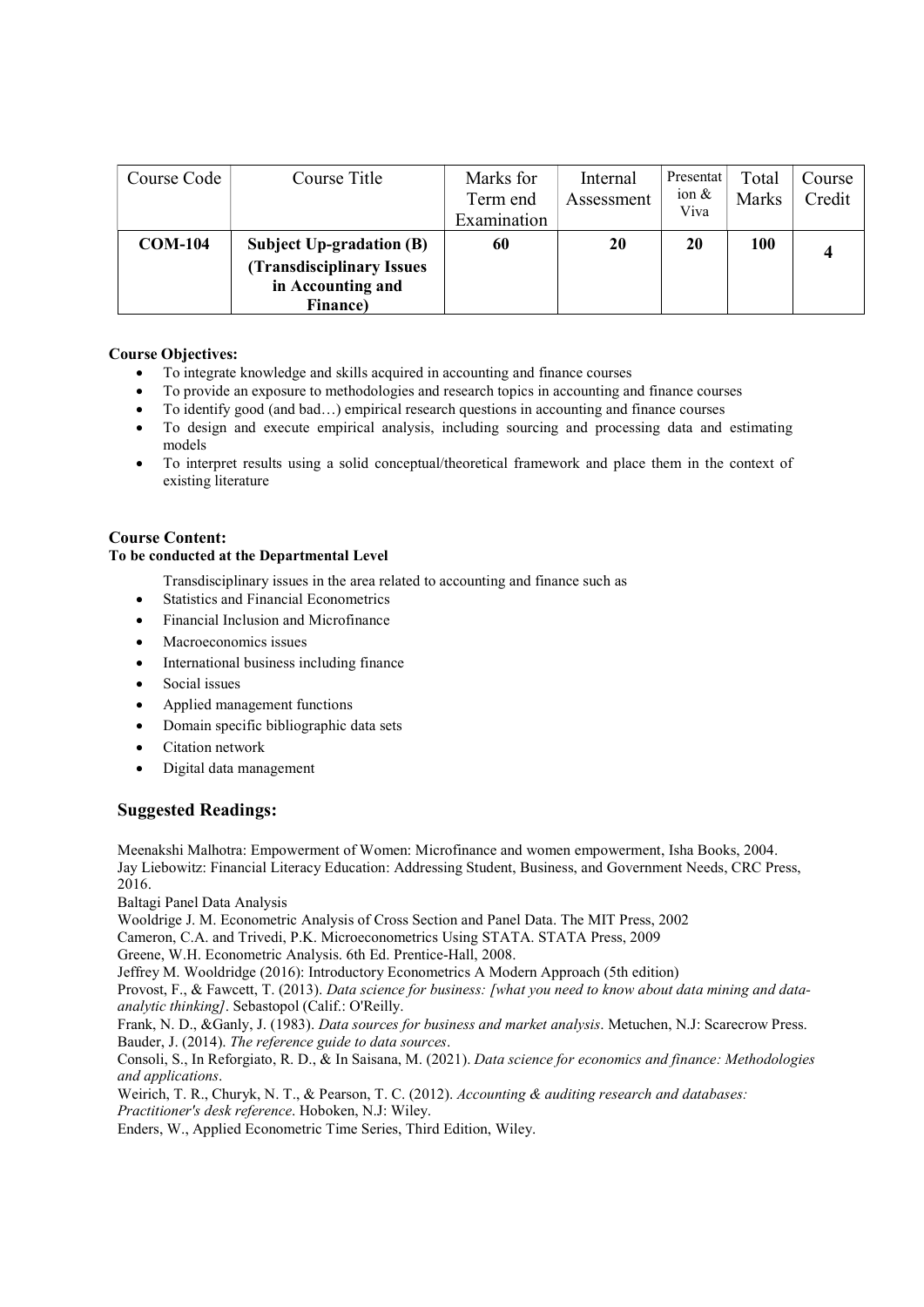| Course Code | Course Title | Marks for Term end Examination | Internal Assessment | Presentation & Viva | Total Marks | Course Credit |
|---|---|---|---|---|---|---|
| **COM-104** | **Subject Up-gradation (B) (Transdisciplinary Issues in Accounting and Finance)** | **60** | **20** | **20** | **100** | **4** |

**Course Objectives:**

- To integrate knowledge and skills acquired in accounting and finance courses
- To provide an exposure to methodologies and research topics in accounting and finance courses
- To identify good (and bad…) empirical research questions in accounting and finance courses
- To design and execute empirical analysis, including sourcing and processing data and estimating models
- To interpret results using a solid conceptual/theoretical framework and place them in the context of existing literature

**Course Content:**

**To be conducted at the Departmental Level**

Transdisciplinary issues in the area related to accounting and finance such as

- Statistics and Financial Econometrics
- Financial Inclusion and Microfinance
- Macroeconomics issues
- International business including finance
- Social issues
- Applied management functions
- Domain specific bibliographic data sets
- Citation network
- Digital data management

## Suggested Readings:

Meenakshi Malhotra: Empowerment of Women: Microfinance and women empowerment, Isha Books, 2004.
Jay Liebowitz: Financial Literacy Education: Addressing Student, Business, and Government Needs, CRC Press, 2016.
Baltagi Panel Data Analysis
Wooldrige J. M. Econometric Analysis of Cross Section and Panel Data. The MIT Press, 2002
Cameron, C.A. and Trivedi, P.K. Microeconometrics Using STATA. STATA Press, 2009
Greene, W.H. Econometric Analysis. 6th Ed. Prentice-Hall, 2008.
Jeffrey M. Wooldridge (2016): Introductory Econometrics A Modern Approach (5th edition)
Provost, F., & Fawcett, T. (2013). *Data science for business: [what you need to know about data mining and data-analytic thinking]*. Sebastopol (Calif.: O'Reilly.
Frank, N. D., &Ganly, J. (1983). *Data sources for business and market analysis*. Metuchen, N.J: Scarecrow Press.
Bauder, J. (2014). *The reference guide to data sources*.
Consoli, S., In Reforgiato, R. D., & In Saisana, M. (2021). *Data science for economics and finance: Methodologies and applications*.
Weirich, T. R., Churyk, N. T., & Pearson, T. C. (2012). *Accounting & auditing research and databases: Practitioner's desk reference*. Hoboken, N.J: Wiley.
Enders, W., Applied Econometric Time Series, Third Edition, Wiley.